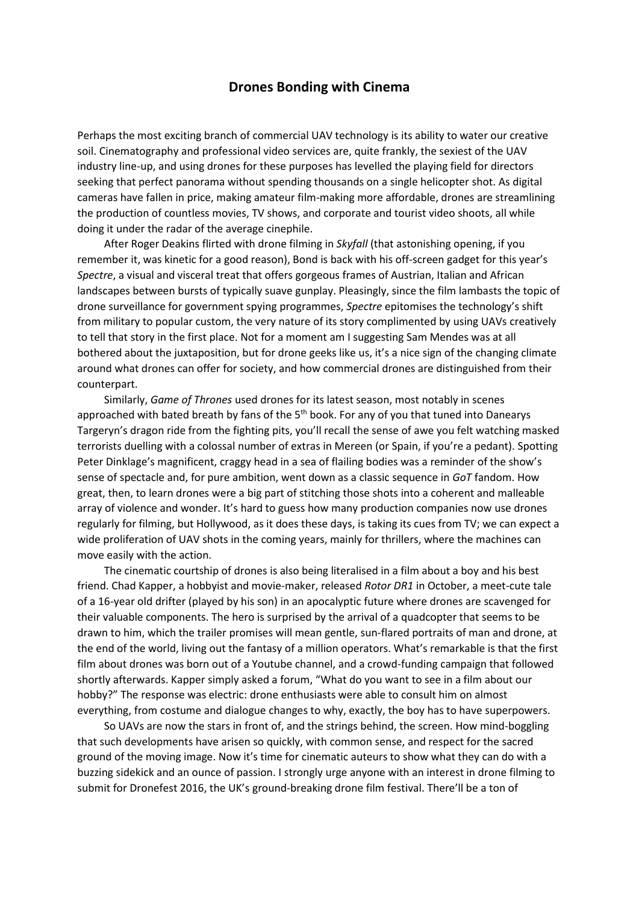# Drones Bonding with Cinema

Perhaps the most exciting branch of commercial UAV technology is its ability to water our creative soil. Cinematography and professional video services are, quite frankly, the sexiest of the UAV industry line-up, and using drones for these purposes has levelled the playing field for directors seeking that perfect panorama without spending thousands on a single helicopter shot. As digital cameras have fallen in price, making amateur film-making more affordable, drones are streamlining the production of countless movies, TV shows, and corporate and tourist video shoots, all while doing it under the radar of the average cinephile.

After Roger Deakins flirted with drone filming in *Skyfall* (that astonishing opening, if you remember it, was kinetic for a good reason), Bond is back with his off-screen gadget for this year's *Spectre*, a visual and visceral treat that offers gorgeous frames of Austrian, Italian and African landscapes between bursts of typically suave gunplay. Pleasingly, since the film lambasts the topic of drone surveillance for government spying programmes, *Spectre* epitomises the technology's shift from military to popular custom, the very nature of its story complimented by using UAVs creatively to tell that story in the first place. Not for a moment am I suggesting Sam Mendes was at all bothered about the juxtaposition, but for drone geeks like us, it's a nice sign of the changing climate around what drones can offer for society, and how commercial drones are distinguished from their counterpart.

Similarly, *Game of Thrones* used drones for its latest season, most notably in scenes approached with bated breath by fans of the 5th book. For any of you that tuned into Danearys Targeryn's dragon ride from the fighting pits, you'll recall the sense of awe you felt watching masked terrorists duelling with a colossal number of extras in Mereen (or Spain, if you're a pedant). Spotting Peter Dinklage's magnificent, craggy head in a sea of flailing bodies was a reminder of the show's sense of spectacle and, for pure ambition, went down as a classic sequence in *GoT* fandom. How great, then, to learn drones were a big part of stitching those shots into a coherent and malleable array of violence and wonder. It's hard to guess how many production companies now use drones regularly for filming, but Hollywood, as it does these days, is taking its cues from TV; we can expect a wide proliferation of UAV shots in the coming years, mainly for thrillers, where the machines can move easily with the action.

The cinematic courtship of drones is also being literalised in a film about a boy and his best friend. Chad Kapper, a hobbyist and movie-maker, released *Rotor DR1* in October, a meet-cute tale of a 16-year old drifter (played by his son) in an apocalyptic future where drones are scavenged for their valuable components. The hero is surprised by the arrival of a quadcopter that seems to be drawn to him, which the trailer promises will mean gentle, sun-flared portraits of man and drone, at the end of the world, living out the fantasy of a million operators. What's remarkable is that the first film about drones was born out of a Youtube channel, and a crowd-funding campaign that followed shortly afterwards. Kapper simply asked a forum, "What do you want to see in a film about our hobby?" The response was electric: drone enthusiasts were able to consult him on almost everything, from costume and dialogue changes to why, exactly, the boy has to have superpowers.

So UAVs are now the stars in front of, and the strings behind, the screen. How mind-boggling that such developments have arisen so quickly, with common sense, and respect for the sacred ground of the moving image. Now it's time for cinematic auteurs to show what they can do with a buzzing sidekick and an ounce of passion. I strongly urge anyone with an interest in drone filming to submit for Dronefest 2016, the UK's ground-breaking drone film festival. There'll be a ton of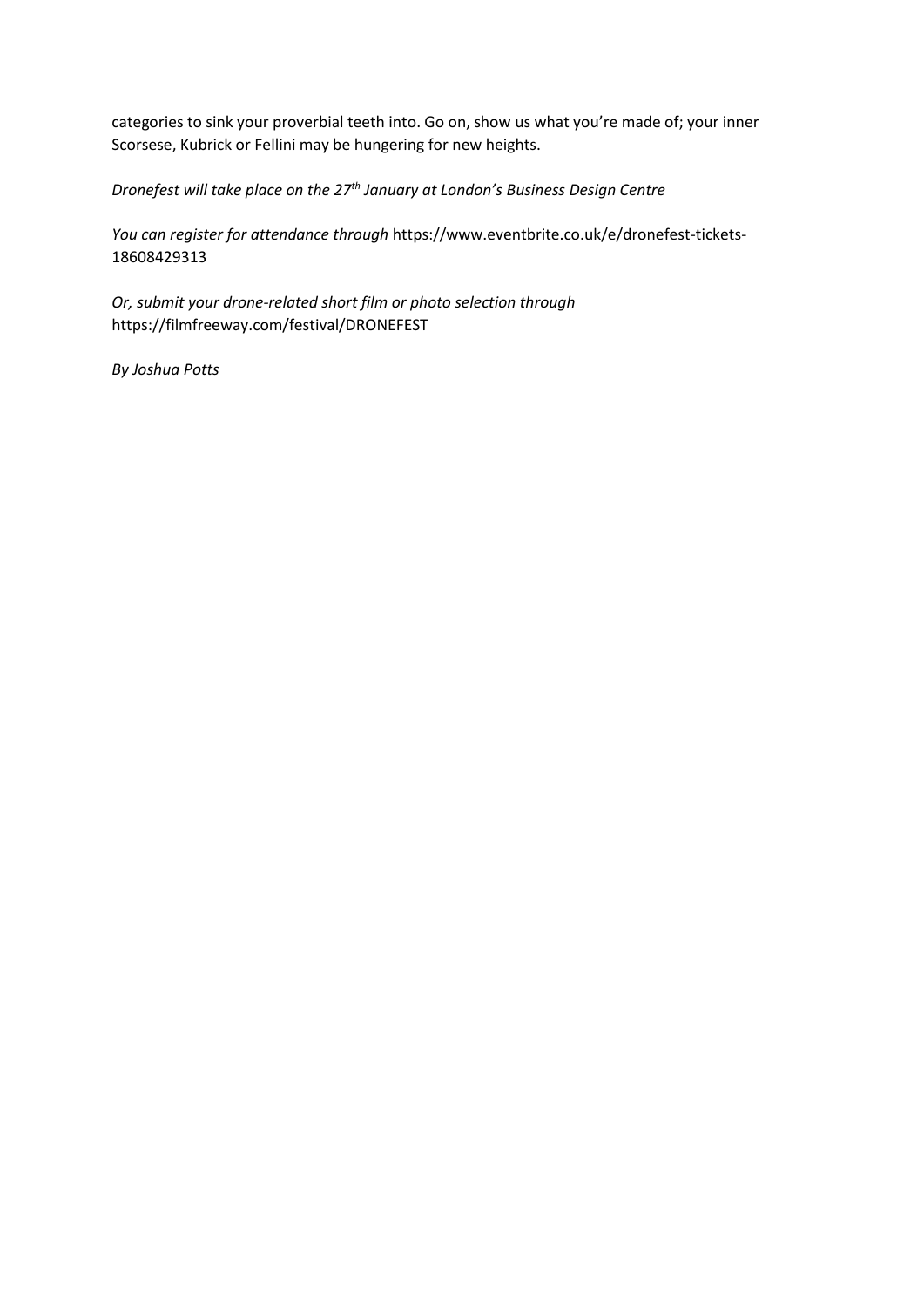categories to sink your proverbial teeth into. Go on, show us what you're made of; your inner Scorsese, Kubrick or Fellini may be hungering for new heights.

*Dronefest will take place on the 27th January at London's Business Design Centre*

*You can register for attendance through* https://www.eventbrite.co.uk/e/dronefest-tickets-18608429313

*Or, submit your drone-related short film or photo selection through* https://filmfreeway.com/festival/DRONEFEST

*By Joshua Potts*